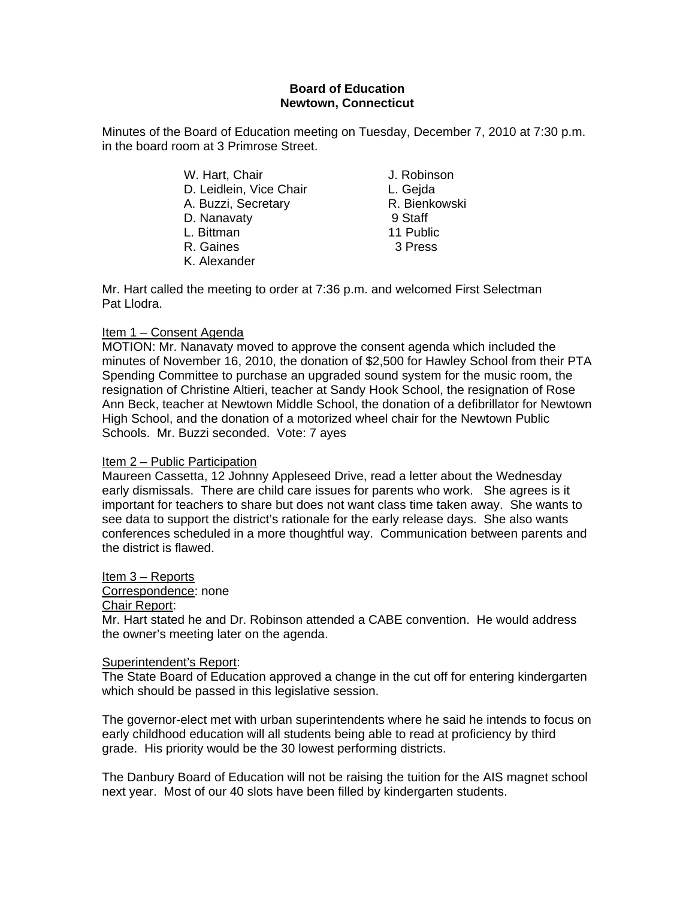**Board of Education**
**Newtown, Connecticut**

Minutes of the Board of Education meeting on Tuesday, December 7, 2010 at 7:30 p.m. in the board room at 3 Primrose Street.

| | |
|---|---|
| W. Hart, Chair | J. Robinson |
| D. Leidlein, Vice Chair | L. Gejda |
| A. Buzzi, Secretary | R. Bienkowski |
| D. Nanavaty | 9 Staff |
| L. Bittman | 11 Public |
| R. Gaines | 3 Press |
| K. Alexander | |

Mr. Hart called the meeting to order at 7:36 p.m. and welcomed First Selectman Pat Llodra.

Item 1 – Consent Agenda

MOTION: Mr. Nanavaty moved to approve the consent agenda which included the minutes of November 16, 2010, the donation of $2,500 for Hawley School from their PTA Spending Committee to purchase an upgraded sound system for the music room, the resignation of Christine Altieri, teacher at Sandy Hook School, the resignation of Rose Ann Beck, teacher at Newtown Middle School, the donation of a defibrillator for Newtown High School, and the donation of a motorized wheel chair for the Newtown Public Schools. Mr. Buzzi seconded. Vote: 7 ayes

Item 2 – Public Participation

Maureen Cassetta, 12 Johnny Appleseed Drive, read a letter about the Wednesday early dismissals. There are child care issues for parents who work. She agrees is it important for teachers to share but does not want class time taken away. She wants to see data to support the district's rationale for the early release days. She also wants conferences scheduled in a more thoughtful way. Communication between parents and the district is flawed.

Item 3 – Reports

Correspondence: none

Chair Report:

Mr. Hart stated he and Dr. Robinson attended a CABE convention. He would address the owner's meeting later on the agenda.

Superintendent's Report:

The State Board of Education approved a change in the cut off for entering kindergarten which should be passed in this legislative session.

The governor-elect met with urban superintendents where he said he intends to focus on early childhood education will all students being able to read at proficiency by third grade. His priority would be the 30 lowest performing districts.

The Danbury Board of Education will not be raising the tuition for the AIS magnet school next year. Most of our 40 slots have been filled by kindergarten students.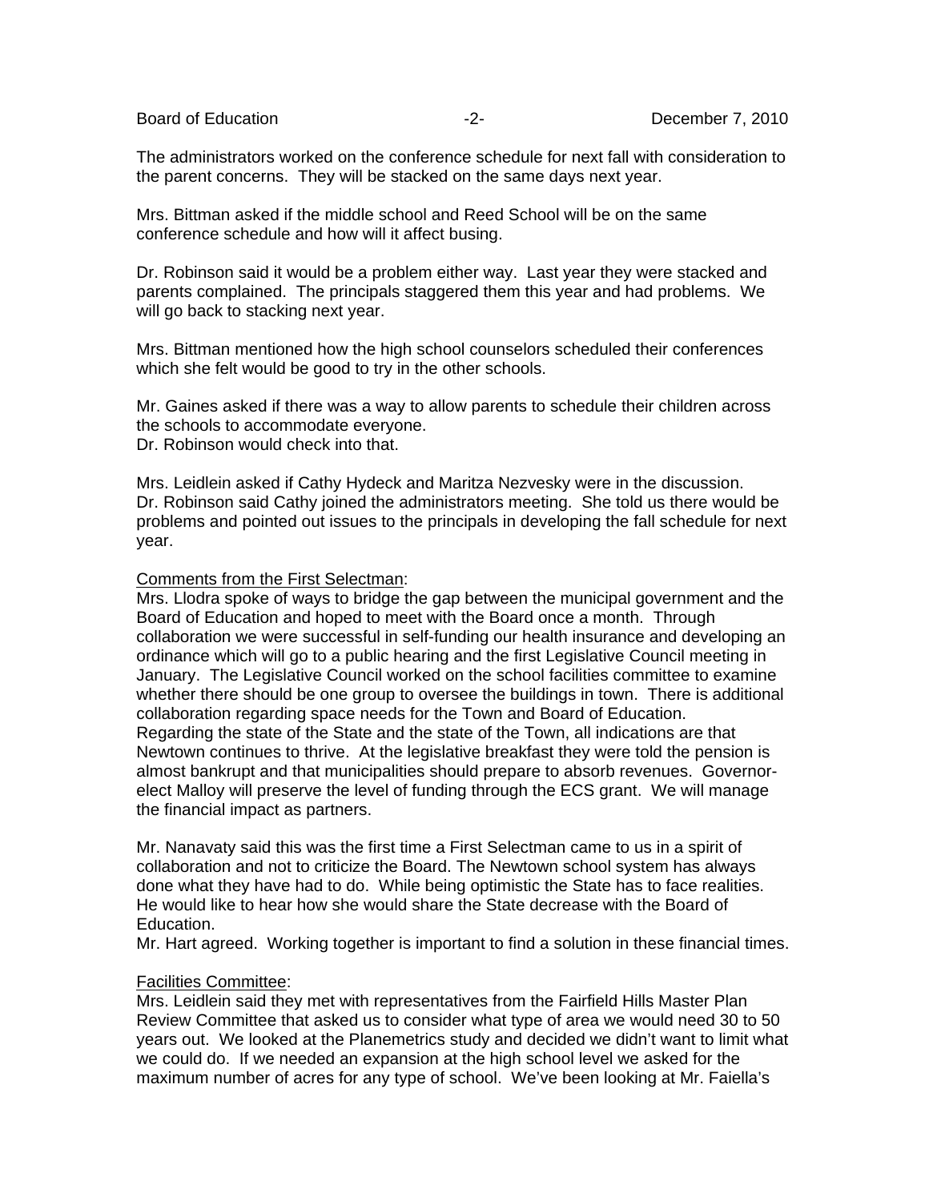The administrators worked on the conference schedule for next fall with consideration to the parent concerns. They will be stacked on the same days next year.

Mrs. Bittman asked if the middle school and Reed School will be on the same conference schedule and how will it affect busing.

Dr. Robinson said it would be a problem either way. Last year they were stacked and parents complained. The principals staggered them this year and had problems. We will go back to stacking next year.

Mrs. Bittman mentioned how the high school counselors scheduled their conferences which she felt would be good to try in the other schools.

Mr. Gaines asked if there was a way to allow parents to schedule their children across the schools to accommodate everyone.
Dr. Robinson would check into that.

Mrs. Leidlein asked if Cathy Hydeck and Maritza Nezvesky were in the discussion.
Dr. Robinson said Cathy joined the administrators meeting. She told us there would be problems and pointed out issues to the principals in developing the fall schedule for next year.

<u>Comments from the First Selectman</u>:
Mrs. Llodra spoke of ways to bridge the gap between the municipal government and the Board of Education and hoped to meet with the Board once a month. Through collaboration we were successful in self-funding our health insurance and developing an ordinance which will go to a public hearing and the first Legislative Council meeting in January. The Legislative Council worked on the school facilities committee to examine whether there should be one group to oversee the buildings in town. There is additional collaboration regarding space needs for the Town and Board of Education.
Regarding the state of the State and the state of the Town, all indications are that Newtown continues to thrive. At the legislative breakfast they were told the pension is almost bankrupt and that municipalities should prepare to absorb revenues. Governor-elect Malloy will preserve the level of funding through the ECS grant. We will manage the financial impact as partners.

Mr. Nanavaty said this was the first time a First Selectman came to us in a spirit of collaboration and not to criticize the Board. The Newtown school system has always done what they have had to do. While being optimistic the State has to face realities. He would like to hear how she would share the State decrease with the Board of Education.
Mr. Hart agreed. Working together is important to find a solution in these financial times.

<u>Facilities Committee</u>:
Mrs. Leidlein said they met with representatives from the Fairfield Hills Master Plan Review Committee that asked us to consider what type of area we would need 30 to 50 years out. We looked at the Planemetrics study and decided we didn't want to limit what we could do. If we needed an expansion at the high school level we asked for the maximum number of acres for any type of school. We've been looking at Mr. Faiella's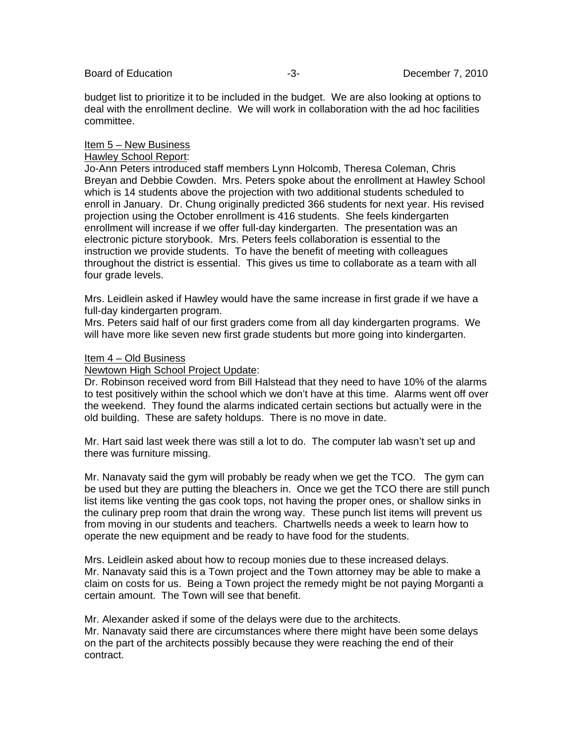budget list to prioritize it to be included in the budget. We are also looking at options to deal with the enrollment decline. We will work in collaboration with the ad hoc facilities committee.

Item 5 – New Business

Hawley School Report:

Jo-Ann Peters introduced staff members Lynn Holcomb, Theresa Coleman, Chris Breyan and Debbie Cowden. Mrs. Peters spoke about the enrollment at Hawley School which is 14 students above the projection with two additional students scheduled to enroll in January. Dr. Chung originally predicted 366 students for next year. His revised projection using the October enrollment is 416 students. She feels kindergarten enrollment will increase if we offer full-day kindergarten. The presentation was an electronic picture storybook. Mrs. Peters feels collaboration is essential to the instruction we provide students. To have the benefit of meeting with colleagues throughout the district is essential. This gives us time to collaborate as a team with all four grade levels.

Mrs. Leidlein asked if Hawley would have the same increase in first grade if we have a full-day kindergarten program.

Mrs. Peters said half of our first graders come from all day kindergarten programs. We will have more like seven new first grade students but more going into kindergarten.

Item 4 – Old Business

Newtown High School Project Update:

Dr. Robinson received word from Bill Halstead that they need to have 10% of the alarms to test positively within the school which we don't have at this time. Alarms went off over the weekend. They found the alarms indicated certain sections but actually were in the old building. These are safety holdups. There is no move in date.

Mr. Hart said last week there was still a lot to do. The computer lab wasn't set up and there was furniture missing.

Mr. Nanavaty said the gym will probably be ready when we get the TCO. The gym can be used but they are putting the bleachers in. Once we get the TCO there are still punch list items like venting the gas cook tops, not having the proper ones, or shallow sinks in the culinary prep room that drain the wrong way. These punch list items will prevent us from moving in our students and teachers. Chartwells needs a week to learn how to operate the new equipment and be ready to have food for the students.

Mrs. Leidlein asked about how to recoup monies due to these increased delays.

Mr. Nanavaty said this is a Town project and the Town attorney may be able to make a claim on costs for us. Being a Town project the remedy might be not paying Morganti a certain amount. The Town will see that benefit.

Mr. Alexander asked if some of the delays were due to the architects.

Mr. Nanavaty said there are circumstances where there might have been some delays on the part of the architects possibly because they were reaching the end of their contract.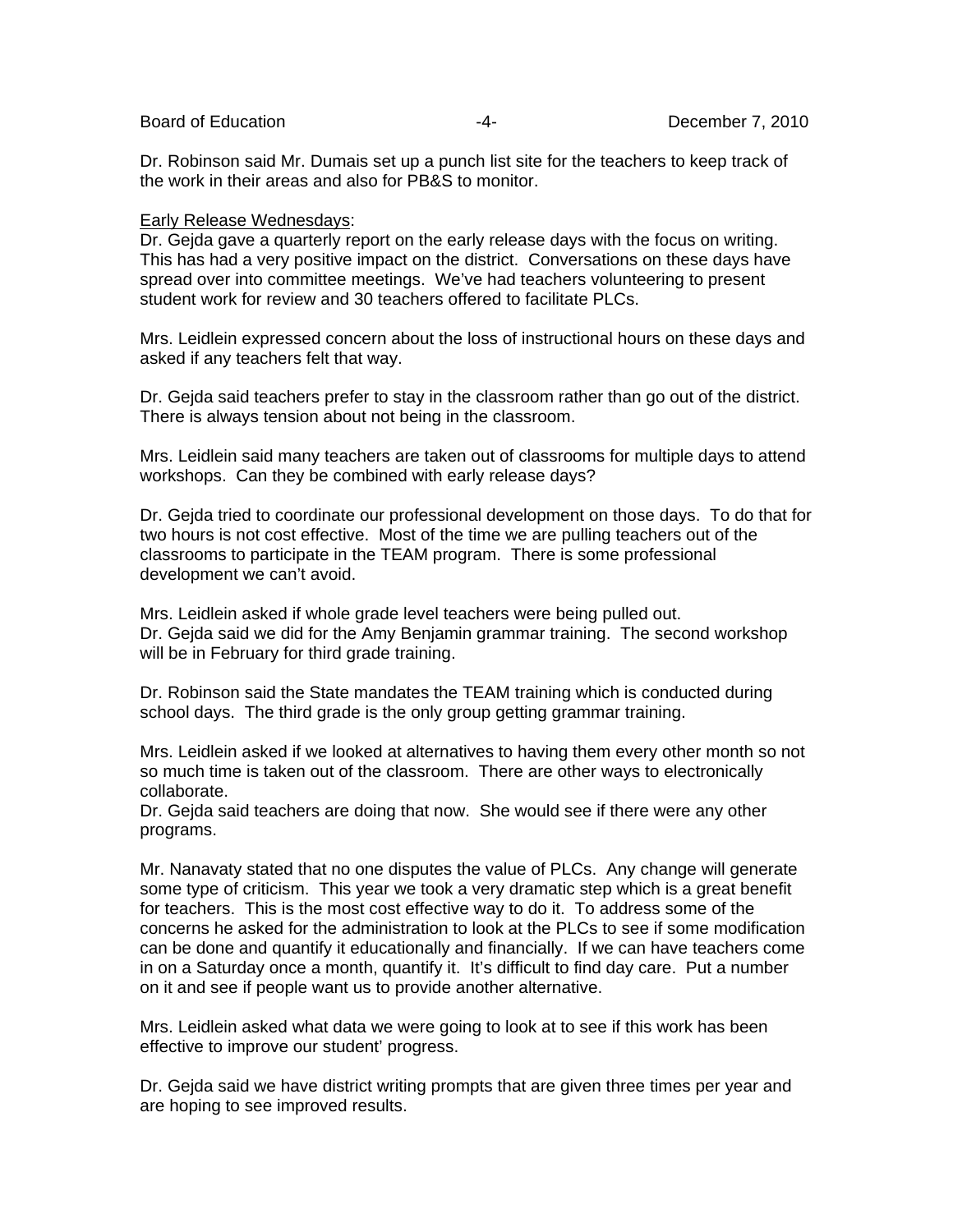Dr. Robinson said Mr. Dumais set up a punch list site for the teachers to keep track of the work in their areas and also for PB&S to monitor.

<u>Early Release Wednesdays</u>:
Dr. Gejda gave a quarterly report on the early release days with the focus on writing. This has had a very positive impact on the district. Conversations on these days have spread over into committee meetings. We've had teachers volunteering to present student work for review and 30 teachers offered to facilitate PLCs.

Mrs. Leidlein expressed concern about the loss of instructional hours on these days and asked if any teachers felt that way.

Dr. Gejda said teachers prefer to stay in the classroom rather than go out of the district. There is always tension about not being in the classroom.

Mrs. Leidlein said many teachers are taken out of classrooms for multiple days to attend workshops. Can they be combined with early release days?

Dr. Gejda tried to coordinate our professional development on those days. To do that for two hours is not cost effective. Most of the time we are pulling teachers out of the classrooms to participate in the TEAM program. There is some professional development we can't avoid.

Mrs. Leidlein asked if whole grade level teachers were being pulled out.
Dr. Gejda said we did for the Amy Benjamin grammar training. The second workshop will be in February for third grade training.

Dr. Robinson said the State mandates the TEAM training which is conducted during school days. The third grade is the only group getting grammar training.

Mrs. Leidlein asked if we looked at alternatives to having them every other month so not so much time is taken out of the classroom. There are other ways to electronically collaborate.
Dr. Gejda said teachers are doing that now. She would see if there were any other programs.

Mr. Nanavaty stated that no one disputes the value of PLCs. Any change will generate some type of criticism. This year we took a very dramatic step which is a great benefit for teachers. This is the most cost effective way to do it. To address some of the concerns he asked for the administration to look at the PLCs to see if some modification can be done and quantify it educationally and financially. If we can have teachers come in on a Saturday once a month, quantify it. It's difficult to find day care. Put a number on it and see if people want us to provide another alternative.

Mrs. Leidlein asked what data we were going to look at to see if this work has been effective to improve our student' progress.

Dr. Gejda said we have district writing prompts that are given three times per year and are hoping to see improved results.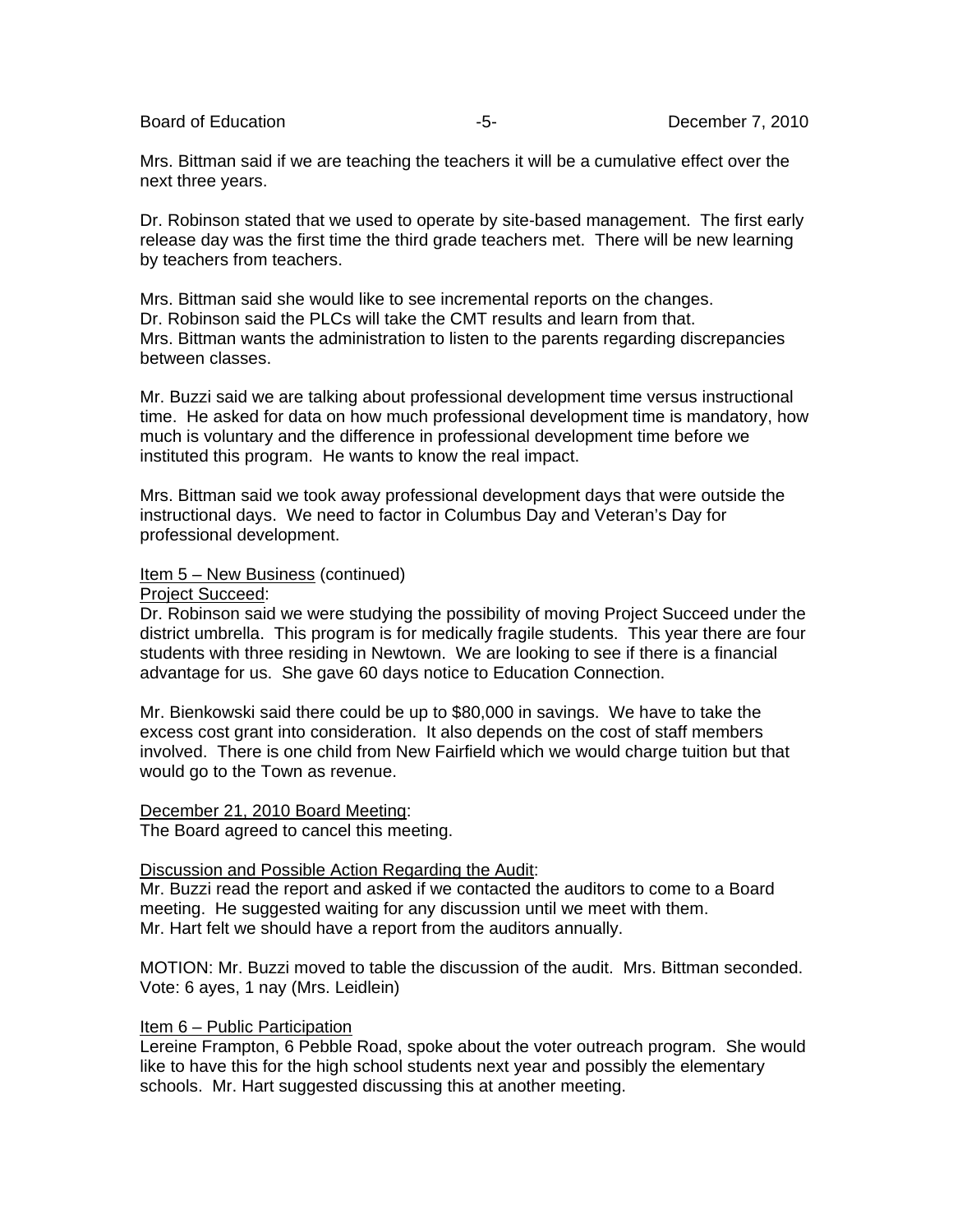Mrs. Bittman said if we are teaching the teachers it will be a cumulative effect over the next three years.

Dr. Robinson stated that we used to operate by site-based management. The first early release day was the first time the third grade teachers met. There will be new learning by teachers from teachers.

Mrs. Bittman said she would like to see incremental reports on the changes.
Dr. Robinson said the PLCs will take the CMT results and learn from that.
Mrs. Bittman wants the administration to listen to the parents regarding discrepancies between classes.

Mr. Buzzi said we are talking about professional development time versus instructional time. He asked for data on how much professional development time is mandatory, how much is voluntary and the difference in professional development time before we instituted this program. He wants to know the real impact.

Mrs. Bittman said we took away professional development days that were outside the instructional days. We need to factor in Columbus Day and Veteran's Day for professional development.

<u>Item 5 – New Business</u> (continued)
<u>Project Succeed</u>:
Dr. Robinson said we were studying the possibility of moving Project Succeed under the district umbrella. This program is for medically fragile students. This year there are four students with three residing in Newtown. We are looking to see if there is a financial advantage for us. She gave 60 days notice to Education Connection.

Mr. Bienkowski said there could be up to $80,000 in savings. We have to take the excess cost grant into consideration. It also depends on the cost of staff members involved. There is one child from New Fairfield which we would charge tuition but that would go to the Town as revenue.

<u>December 21, 2010 Board Meeting</u>:
The Board agreed to cancel this meeting.

<u>Discussion and Possible Action Regarding the Audit</u>:
Mr. Buzzi read the report and asked if we contacted the auditors to come to a Board meeting. He suggested waiting for any discussion until we meet with them.
Mr. Hart felt we should have a report from the auditors annually.

MOTION: Mr. Buzzi moved to table the discussion of the audit. Mrs. Bittman seconded.
Vote: 6 ayes, 1 nay (Mrs. Leidlein)

<u>Item 6 – Public Participation</u>
Lereine Frampton, 6 Pebble Road, spoke about the voter outreach program. She would like to have this for the high school students next year and possibly the elementary schools. Mr. Hart suggested discussing this at another meeting.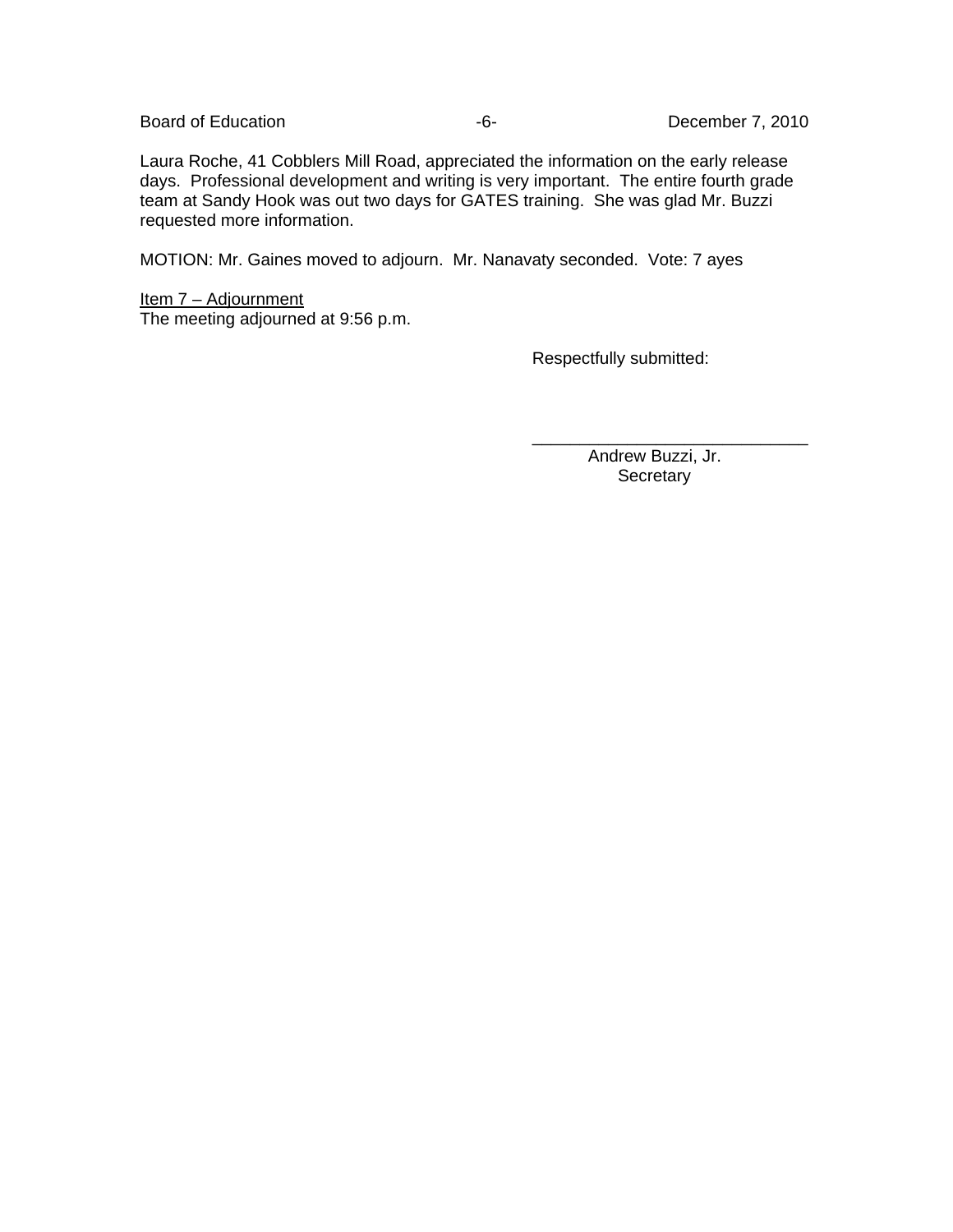Laura Roche, 41 Cobblers Mill Road, appreciated the information on the early release days. Professional development and writing is very important. The entire fourth grade team at Sandy Hook was out two days for GATES training. She was glad Mr. Buzzi requested more information.

MOTION: Mr. Gaines moved to adjourn. Mr. Nanavaty seconded. Vote: 7 ayes

Item 7 – Adjournment
The meeting adjourned at 9:56 p.m.

Respectfully submitted:

\_\_\_\_\_\_\_\_\_\_\_\_\_\_\_\_\_\_\_\_\_\_\_\_\_\_\_\_\_\_
Andrew Buzzi, Jr.
Secretary